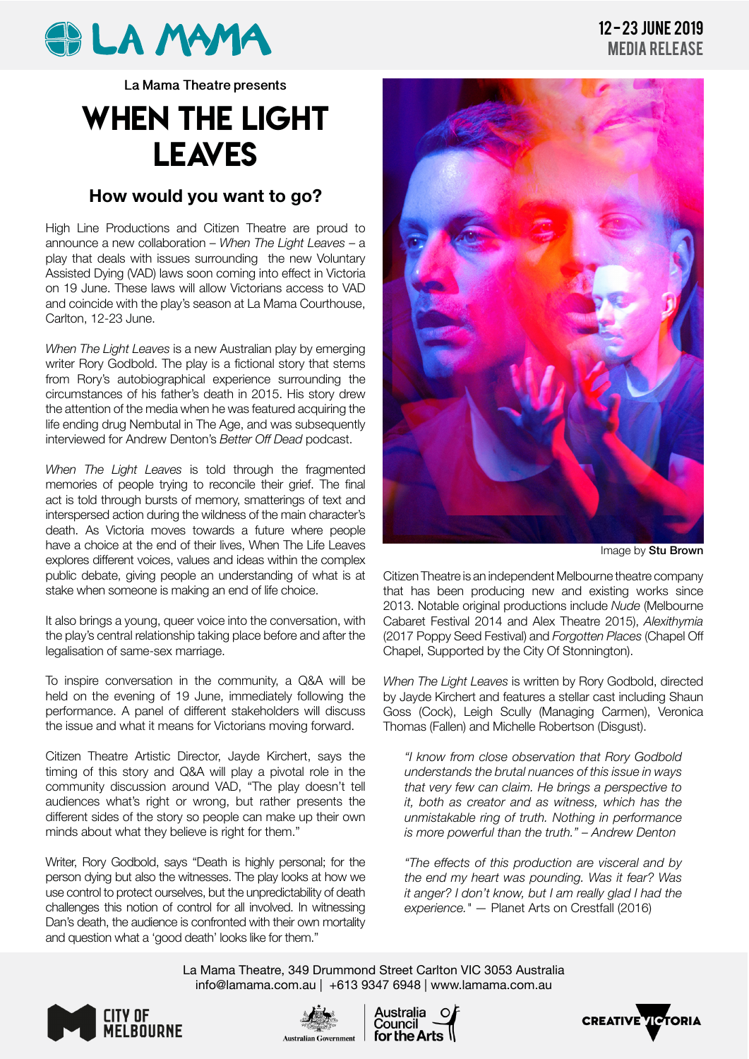# LA MAMA

**12 - 23 JUNE 2019**
**MEDIA RELEASE**

La Mama Theatre presents

# WHEN THE LIGHT LEAVES

## How would you want to go?

High Line Productions and Citizen Theatre are proud to announce a new collaboration – *When The Light Leaves* – a play that deals with issues surrounding the new Voluntary Assisted Dying (VAD) laws soon coming into effect in Victoria on 19 June. These laws will allow Victorians access to VAD and coincide with the play's season at La Mama Courthouse, Carlton, 12-23 June.

*When The Light Leaves* is a new Australian play by emerging writer Rory Godbold. The play is a fictional story that stems from Rory's autobiographical experience surrounding the circumstances of his father's death in 2015. His story drew the attention of the media when he was featured acquiring the life ending drug Nembutal in The Age, and was subsequently interviewed for Andrew Denton's *Better Off Dead* podcast.

*When The Light Leaves* is told through the fragmented memories of people trying to reconcile their grief. The final act is told through bursts of memory, smatterings of text and interspersed action during the wildness of the main character's death. As Victoria moves towards a future where people have a choice at the end of their lives, When The Life Leaves explores different voices, values and ideas within the complex public debate, giving people an understanding of what is at stake when someone is making an end of life choice.

It also brings a young, queer voice into the conversation, with the play's central relationship taking place before and after the legalisation of same-sex marriage.

To inspire conversation in the community, a Q&A will be held on the evening of 19 June, immediately following the performance. A panel of different stakeholders will discuss the issue and what it means for Victorians moving forward.

Citizen Theatre Artistic Director, Jayde Kirchert, says the timing of this story and Q&A will play a pivotal role in the community discussion around VAD, "The play doesn't tell audiences what's right or wrong, but rather presents the different sides of the story so people can make up their own minds about what they believe is right for them."

Writer, Rory Godbold, says "Death is highly personal; for the person dying but also the witnesses. The play looks at how we use control to protect ourselves, but the unpredictability of death challenges this notion of control for all involved. In witnessing Dan's death, the audience is confronted with their own mortality and question what a 'good death' looks like for them."

Image by **Stu Brown**

Citizen Theatre is an independent Melbourne theatre company that has been producing new and existing works since 2013. Notable original productions include *Nude* (Melbourne Cabaret Festival 2014 and Alex Theatre 2015), *Alexithymia* (2017 Poppy Seed Festival) and *Forgotten Places* (Chapel Off Chapel, Supported by the City Of Stonnington).

*When The Light Leaves* is written by Rory Godbold, directed by Jayde Kirchert and features a stellar cast including Shaun Goss (Cock), Leigh Scully (Managing Carmen), Veronica Thomas (Fallen) and Michelle Robertson (Disgust).

> *"I know from close observation that Rory Godbold understands the brutal nuances of this issue in ways that very few can claim. He brings a perspective to it, both as creator and as witness, which has the unmistakable ring of truth. Nothing in performance is more powerful than the truth." – Andrew Denton*

> *"The effects of this production are visceral and by the end my heart was pounding. Was it fear? Was it anger? I don't know, but I am really glad I had the experience."* — Planet Arts on Crestfall (2016)

La Mama Theatre, 349 Drummond Street Carlton VIC 3053 Australia
info@lamama.com.au | +613 9347 6948 | www.lamama.com.au

CITY OF MELBOURNE | Australian Government | Australia Council for the Arts | CREATIVE VICTORIA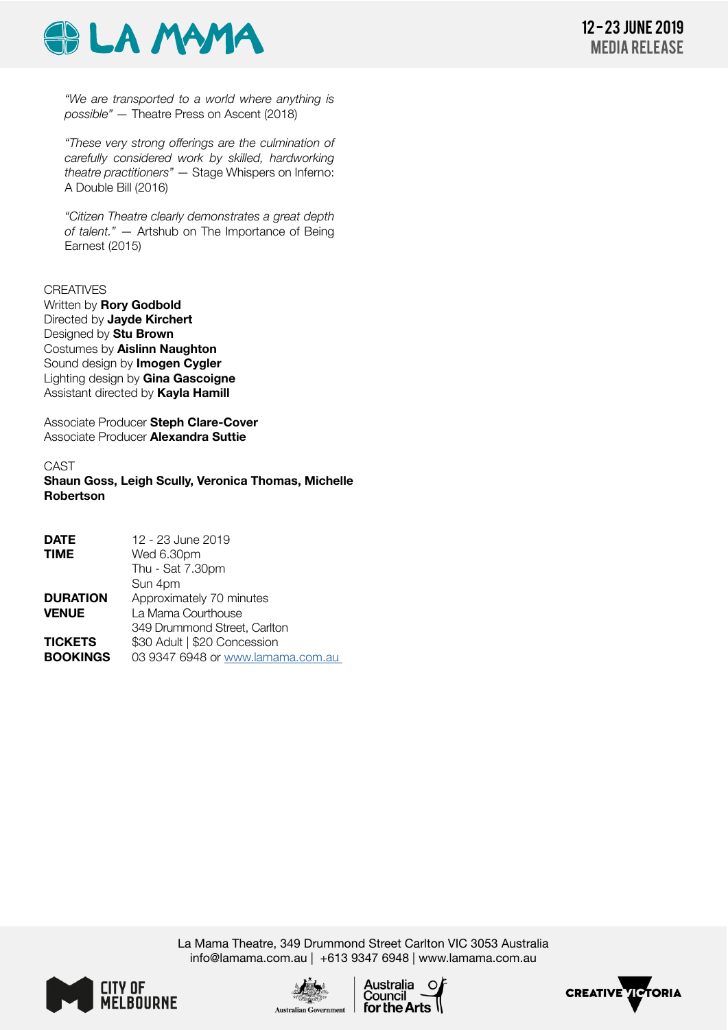*"We are transported to a world where anything is possible"* — Theatre Press on Ascent (2018)

*"These very strong offerings are the culmination of carefully considered work by skilled, hardworking theatre practitioners"* — Stage Whispers on Inferno: A Double Bill (2016)

*"Citizen Theatre clearly demonstrates a great depth of talent."* — Artshub on The Importance of Being Earnest (2015)

CREATIVES
Written by **Rory Godbold**
Directed by **Jayde Kirchert**
Designed by **Stu Brown**
Costumes by **Aislinn Naughton**
Sound design by **Imogen Cygler**
Lighting design by **Gina Gascoigne**
Assistant directed by **Kayla Hamill**

Associate Producer **Steph Clare-Cover**
Associate Producer **Alexandra Suttie**

CAST
**Shaun Goss, Leigh Scully, Veronica Thomas, Michelle Robertson**

| | |
|---|---|
| **DATE** | 12 - 23 June 2019 |
| **TIME** | Wed 6.30pm<br>Thu - Sat 7.30pm<br>Sun 4pm |
| **DURATION** | Approximately 70 minutes |
| **VENUE** | La Mama Courthouse<br>349 Drummond Street, Carlton |
| **TICKETS** | $30 Adult \| $20 Concession |
| **BOOKINGS** | 03 9347 6948 or www.lamama.com.au |

La Mama Theatre, 349 Drummond Street Carlton VIC 3053 Australia
info@lamama.com.au | +613 9347 6948 | www.lamama.com.au